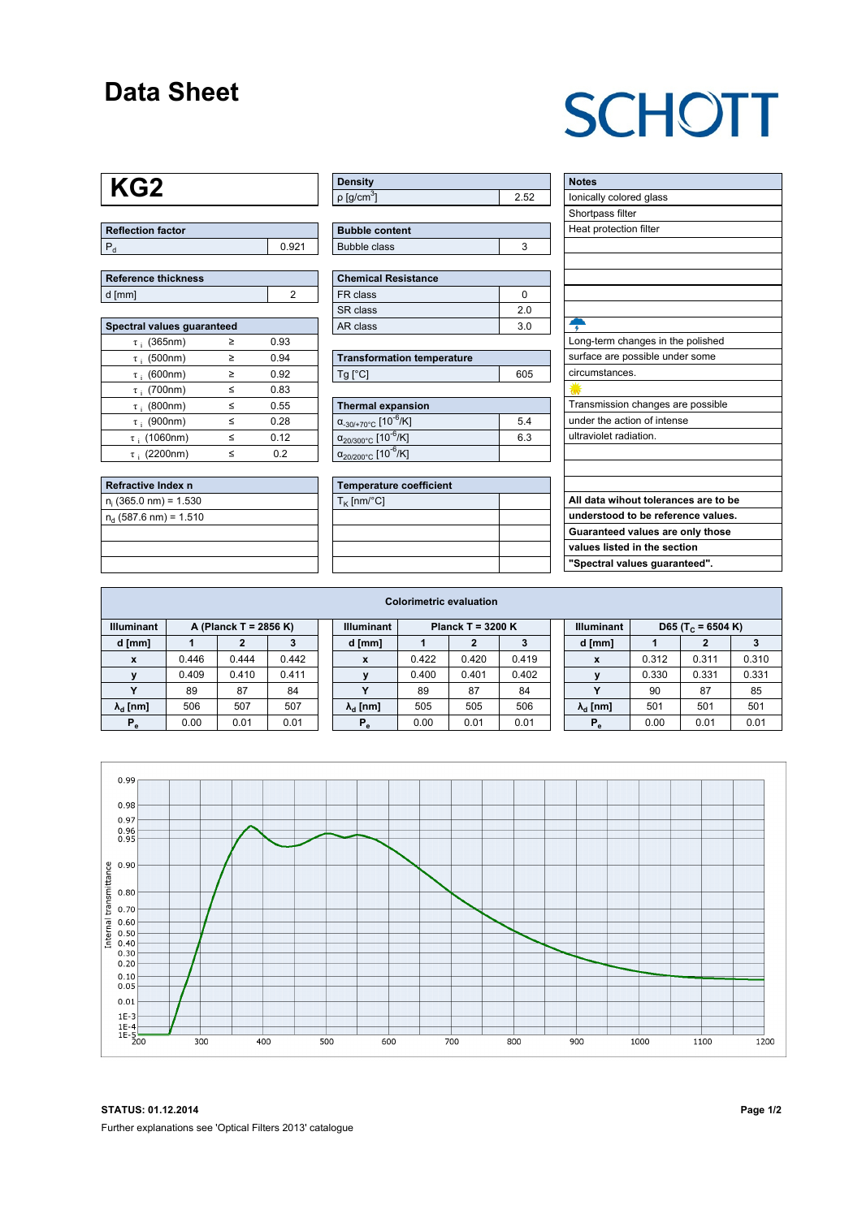# Data Sheet

SCHOTT

## KG2

| Reflection factor | |
|---|---|
| $P_d$ | 0.921 |

| Reference thickness | |
|---|---|
| d [mm] | 2 |

| Spectral values guaranteed | | |
|---|---|---|
| $\tau_i$ (365nm) | ≥ | 0.93 |
| $\tau_i$ (500nm) | ≥ | 0.94 |
| $\tau_i$ (600nm) | ≥ | 0.92 |
| $\tau_i$ (700nm) | ≤ | 0.83 |
| $\tau_i$ (800nm) | ≤ | 0.55 |
| $\tau_i$ (900nm) | ≤ | 0.28 |
| $\tau_i$ (1060nm) | ≤ | 0.12 |
| $\tau_i$ (2200nm) | ≤ | 0.2 |

| Refractive Index n |
|---|
| $n_i$ (365.0 nm) = 1.530 |
| $n_d$ (587.6 nm) = 1.510 |

| Density | |
|---|---|
| ρ [g/cm³] | 2.52 |

| Bubble content | |
|---|---|
| Bubble class | 3 |

| Chemical Resistance | |
|---|---|
| FR class | 0 |
| SR class | 2.0 |
| AR class | 3.0 |

| Transformation temperature | |
|---|---|
| Tg [°C] | 605 |

| Thermal expansion | |
|---|---|
| $\alpha_{-30/+70°C}$ [$10^{-6}$/K] | 5.4 |
| $\alpha_{20/300°C}$ [$10^{-6}$/K] | 6.3 |
| $\alpha_{20/200°C}$ [$10^{-6}$/K] | |

| Temperature coefficient | |
|---|---|
| $T_K$ [nm/°C] | |

| Notes |
|---|
| Ionically colored glass |
| Shortpass filter |
| Heat protection filter |
| Long-term changes in the polished surface are possible under some circumstances. |
| Transmission changes are possible under the action of intense ultraviolet radiation. |
| **All data wihout tolerances are to be understood to be reference values. Guaranteed values are only those values listed in the section "Spectral values guaranteed".** |

### Colorimetric evaluation

| Illuminant | A (Planck T = 2856 K) | | | Illuminant | Planck T = 3200 K | | | Illuminant | D65 ($T_c$ = 6504 K) | | |
|---|---|---|---|---|---|---|---|---|---|---|---|
| d [mm] | 1 | 2 | 3 | d [mm] | 1 | 2 | 3 | d [mm] | 1 | 2 | 3 |
| x | 0.446 | 0.444 | 0.442 | x | 0.422 | 0.420 | 0.419 | x | 0.312 | 0.311 | 0.310 |
| y | 0.409 | 0.410 | 0.411 | y | 0.400 | 0.401 | 0.402 | y | 0.330 | 0.331 | 0.331 |
| Y | 89 | 87 | 84 | Y | 89 | 87 | 84 | Y | 90 | 87 | 85 |
| $\lambda_d$ [nm] | 506 | 507 | 507 | $\lambda_d$ [nm] | 505 | 505 | 506 | $\lambda_d$ [nm] | 501 | 501 | 501 |
| $P_e$ | 0.00 | 0.01 | 0.01 | $P_e$ | 0.00 | 0.01 | 0.01 | $P_e$ | 0.00 | 0.01 | 0.01 |

**STATUS: 01.12.2014**

Further explanations see 'Optical Filters 2013' catalogue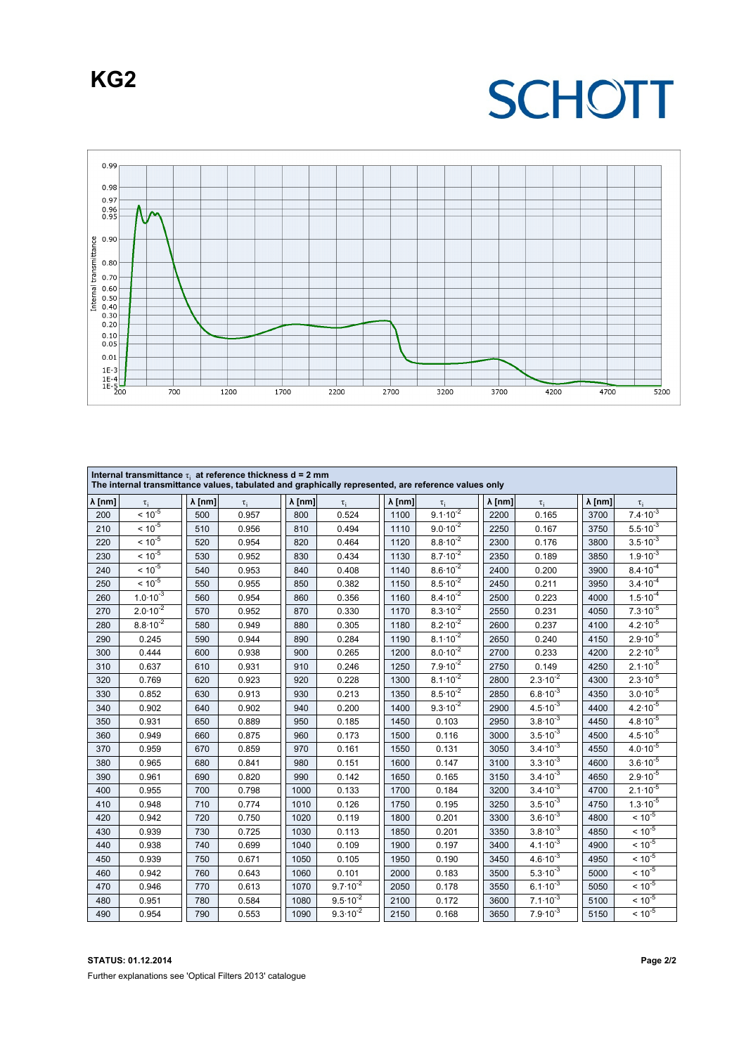# KG2

SCHOTT

0.99
0.98
0.97
0.96
0.95
0.90
0.80
0.70
0.60
0.50
0.40
0.30
0.20
0.10
0.05
0.01
1E-3
1E-4
1E-5
Internal transmittance
200
700
1200
1700
2200
2700
3200
3700
4200
4700
5200

**Internal transmittance $\tau_i$ at reference thickness d = 2 mm**
**The internal transmittance values, tabulated and graphically represented, are reference values only**

| λ [nm] | $\tau_i$ | λ [nm] | $\tau_i$ | λ [nm] | $\tau_i$ | λ [nm] | $\tau_i$ | λ [nm] | $\tau_i$ | λ [nm] | $\tau_i$ |
|---|---|---|---|---|---|---|---|---|---|---|---|
| 200 | $< 10^{-5}$ | 500 | 0.957 | 800 | 0.524 | 1100 | $9.1 \cdot 10^{-2}$ | 2200 | 0.165 | 3700 | $7.4 \cdot 10^{-3}$ |
| 210 | $< 10^{-5}$ | 510 | 0.956 | 810 | 0.494 | 1110 | $9.0 \cdot 10^{-2}$ | 2250 | 0.167 | 3750 | $5.5 \cdot 10^{-3}$ |
| 220 | $< 10^{-5}$ | 520 | 0.954 | 820 | 0.464 | 1120 | $8.8 \cdot 10^{-2}$ | 2300 | 0.176 | 3800 | $3.5 \cdot 10^{-3}$ |
| 230 | $< 10^{-5}$ | 530 | 0.952 | 830 | 0.434 | 1130 | $8.7 \cdot 10^{-2}$ | 2350 | 0.189 | 3850 | $1.9 \cdot 10^{-3}$ |
| 240 | $< 10^{-5}$ | 540 | 0.953 | 840 | 0.408 | 1140 | $8.6 \cdot 10^{-2}$ | 2400 | 0.200 | 3900 | $8.4 \cdot 10^{-4}$ |
| 250 | $< 10^{-5}$ | 550 | 0.955 | 850 | 0.382 | 1150 | $8.5 \cdot 10^{-2}$ | 2450 | 0.211 | 3950 | $3.4 \cdot 10^{-4}$ |
| 260 | $1.0 \cdot 10^{-3}$ | 560 | 0.954 | 860 | 0.356 | 1160 | $8.4 \cdot 10^{-2}$ | 2500 | 0.223 | 4000 | $1.5 \cdot 10^{-4}$ |
| 270 | $2.0 \cdot 10^{-2}$ | 570 | 0.952 | 870 | 0.330 | 1170 | $8.3 \cdot 10^{-2}$ | 2550 | 0.231 | 4050 | $7.3 \cdot 10^{-5}$ |
| 280 | $8.8 \cdot 10^{-2}$ | 580 | 0.949 | 880 | 0.305 | 1180 | $8.2 \cdot 10^{-2}$ | 2600 | 0.237 | 4100 | $4.2 \cdot 10^{-5}$ |
| 290 | 0.245 | 590 | 0.944 | 890 | 0.284 | 1190 | $8.1 \cdot 10^{-2}$ | 2650 | 0.240 | 4150 | $2.9 \cdot 10^{-5}$ |
| 300 | 0.444 | 600 | 0.938 | 900 | 0.265 | 1200 | $8.0 \cdot 10^{-2}$ | 2700 | 0.233 | 4200 | $2.2 \cdot 10^{-5}$ |
| 310 | 0.637 | 610 | 0.931 | 910 | 0.246 | 1250 | $7.9 \cdot 10^{-2}$ | 2750 | 0.149 | 4250 | $2.1 \cdot 10^{-5}$ |
| 320 | 0.769 | 620 | 0.923 | 920 | 0.228 | 1300 | $8.1 \cdot 10^{-2}$ | 2800 | $2.3 \cdot 10^{-2}$ | 4300 | $2.3 \cdot 10^{-5}$ |
| 330 | 0.852 | 630 | 0.913 | 930 | 0.213 | 1350 | $8.5 \cdot 10^{-2}$ | 2850 | $6.8 \cdot 10^{-3}$ | 4350 | $3.0 \cdot 10^{-5}$ |
| 340 | 0.902 | 640 | 0.902 | 940 | 0.200 | 1400 | $9.3 \cdot 10^{-2}$ | 2900 | $4.5 \cdot 10^{-3}$ | 4400 | $4.2 \cdot 10^{-5}$ |
| 350 | 0.931 | 650 | 0.889 | 950 | 0.185 | 1450 | 0.103 | 2950 | $3.8 \cdot 10^{-3}$ | 4450 | $4.8 \cdot 10^{-5}$ |
| 360 | 0.949 | 660 | 0.875 | 960 | 0.173 | 1500 | 0.116 | 3000 | $3.5 \cdot 10^{-3}$ | 4500 | $4.5 \cdot 10^{-5}$ |
| 370 | 0.959 | 670 | 0.859 | 970 | 0.161 | 1550 | 0.131 | 3050 | $3.4 \cdot 10^{-3}$ | 4550 | $4.0 \cdot 10^{-5}$ |
| 380 | 0.965 | 680 | 0.841 | 980 | 0.151 | 1600 | 0.147 | 3100 | $3.3 \cdot 10^{-3}$ | 4600 | $3.6 \cdot 10^{-5}$ |
| 390 | 0.961 | 690 | 0.820 | 990 | 0.142 | 1650 | 0.165 | 3150 | $3.4 \cdot 10^{-3}$ | 4650 | $2.9 \cdot 10^{-5}$ |
| 400 | 0.955 | 700 | 0.798 | 1000 | 0.133 | 1700 | 0.184 | 3200 | $3.4 \cdot 10^{-3}$ | 4700 | $2.1 \cdot 10^{-5}$ |
| 410 | 0.948 | 710 | 0.774 | 1010 | 0.126 | 1750 | 0.195 | 3250 | $3.5 \cdot 10^{-3}$ | 4750 | $1.3 \cdot 10^{-5}$ |
| 420 | 0.942 | 720 | 0.750 | 1020 | 0.119 | 1800 | 0.201 | 3300 | $3.6 \cdot 10^{-3}$ | 4800 | $< 10^{-5}$ |
| 430 | 0.939 | 730 | 0.725 | 1030 | 0.113 | 1850 | 0.201 | 3350 | $3.8 \cdot 10^{-3}$ | 4850 | $< 10^{-5}$ |
| 440 | 0.938 | 740 | 0.699 | 1040 | 0.109 | 1900 | 0.197 | 3400 | $4.1 \cdot 10^{-3}$ | 4900 | $< 10^{-5}$ |
| 450 | 0.939 | 750 | 0.671 | 1050 | 0.105 | 1950 | 0.190 | 3450 | $4.6 \cdot 10^{-3}$ | 4950 | $< 10^{-5}$ |
| 460 | 0.942 | 760 | 0.643 | 1060 | 0.101 | 2000 | 0.183 | 3500 | $5.3 \cdot 10^{-3}$ | 5000 | $< 10^{-5}$ |
| 470 | 0.946 | 770 | 0.613 | 1070 | $9.7 \cdot 10^{-2}$ | 2050 | 0.178 | 3550 | $6.1 \cdot 10^{-3}$ | 5050 | $< 10^{-5}$ |
| 480 | 0.951 | 780 | 0.584 | 1080 | $9.5 \cdot 10^{-2}$ | 2100 | 0.172 | 3600 | $7.1 \cdot 10^{-3}$ | 5100 | $< 10^{-5}$ |
| 490 | 0.954 | 790 | 0.553 | 1090 | $9.3 \cdot 10^{-2}$ | 2150 | 0.168 | 3650 | $7.9 \cdot 10^{-3}$ | 5150 | $< 10^{-5}$ |

**STATUS: 01.12.2014**

Further explanations see 'Optical Filters 2013' catalogue